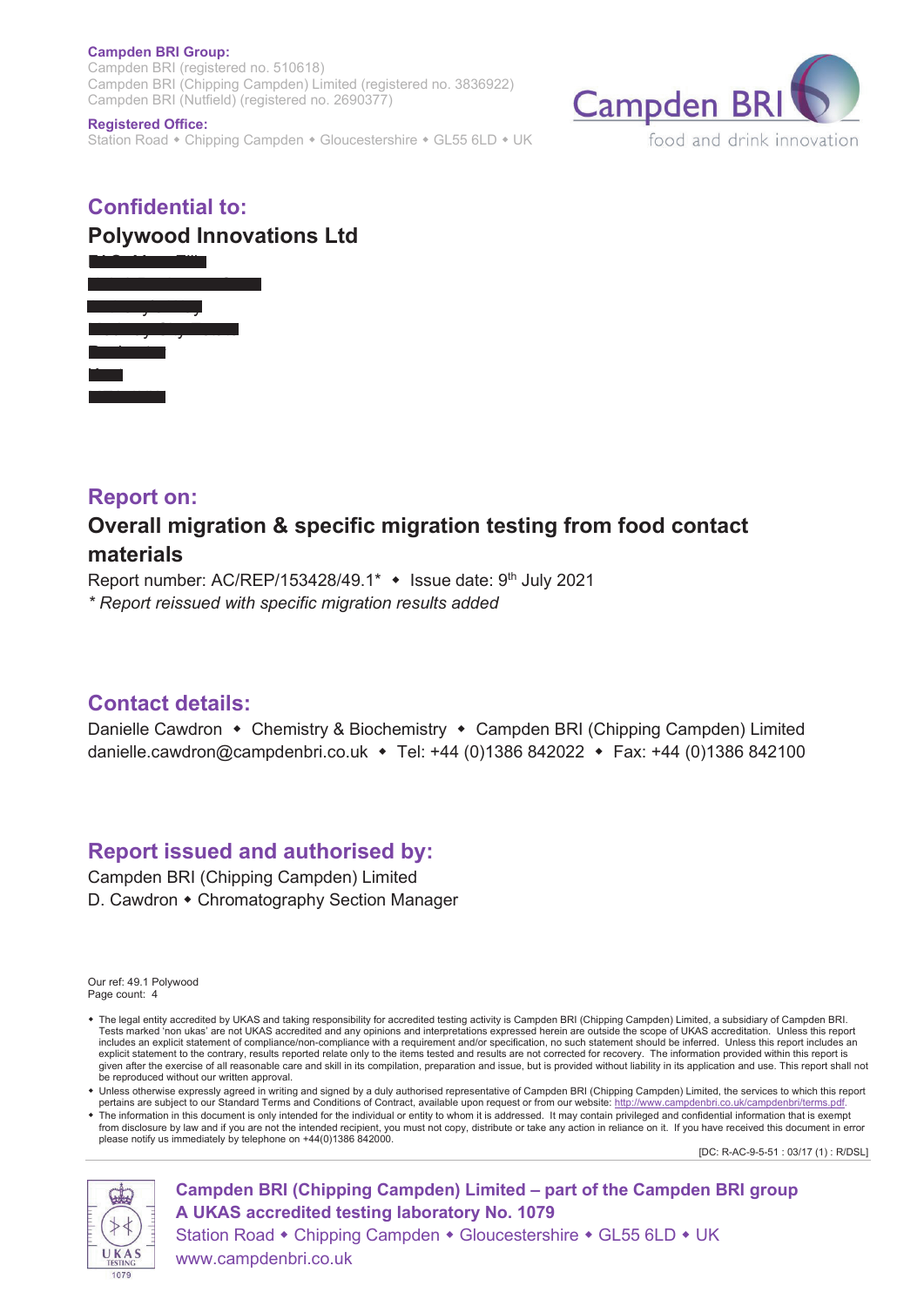**Campden BRI Group:**
Campden BRI (registered no. 510618)
Campden BRI (Chipping Campden) Limited (registered no. 3836922)
Campden BRI (Nutfield) (registered no. 2690377)

**Registered Office:**
Station Road ◆ Chipping Campden ◆ Gloucestershire ◆ GL55 6LD ◆ UK

Campden BRI
food and drink innovation

## Confidential to:

**Polywood Innovations Ltd**

## Report on:

**Overall migration & specific migration testing from food contact materials**

Report number: AC/REP/153428/49.1* ◆ Issue date: 9th July 2021

*\* Report reissued with specific migration results added*

## Contact details:

Danielle Cawdron ◆ Chemistry & Biochemistry ◆ Campden BRI (Chipping Campden) Limited
danielle.cawdron@campdenbri.co.uk ◆ Tel: +44 (0)1386 842022 ◆ Fax: +44 (0)1386 842100

## Report issued and authorised by:

Campden BRI (Chipping Campden) Limited
D. Cawdron ◆ Chromatography Section Manager

Our ref: 49.1 Polywood
Page count: 4

- The legal entity accredited by UKAS and taking responsibility for accredited testing activity is Campden BRI (Chipping Campden) Limited, a subsidiary of Campden BRI. Tests marked 'non ukas' are not UKAS accredited and any opinions and interpretations expressed herein are outside the scope of UKAS accreditation. Unless this report includes an explicit statement of compliance/non-compliance with a requirement and/or specification, no such statement should be inferred. Unless this report includes an explicit statement to the contrary, results reported relate only to the items tested and results are not corrected for recovery. The information provided within this report is given after the exercise of all reasonable care and skill in its compilation, preparation and issue, but is provided without liability in its application and use. This report shall not be reproduced without our written approval.
- Unless otherwise expressly agreed in writing and signed by a duly authorised representative of Campden BRI (Chipping Campden) Limited, the services to which this report pertains are subject to our Standard Terms and Conditions of Contract, available upon request or from our website: http://www.campdenbri.co.uk/campdenbri/terms.pdf.
- The information in this document is only intended for the individual or entity to whom it is addressed. It may contain privileged and confidential information that is exempt from disclosure by law and if you are not the intended recipient, you must not copy, distribute or take any action in reliance on it. If you have received this document in error please notify us immediately by telephone on +44(0)1386 842000.

[DC: R-AC-9-5-51 : 03/17 (1) : R/DSL]

**Campden BRI (Chipping Campden) Limited – part of the Campden BRI group**
**A UKAS accredited testing laboratory No. 1079**
Station Road ◆ Chipping Campden ◆ Gloucestershire ◆ GL55 6LD ◆ UK
www.campdenbri.co.uk

UKAS TESTING 1079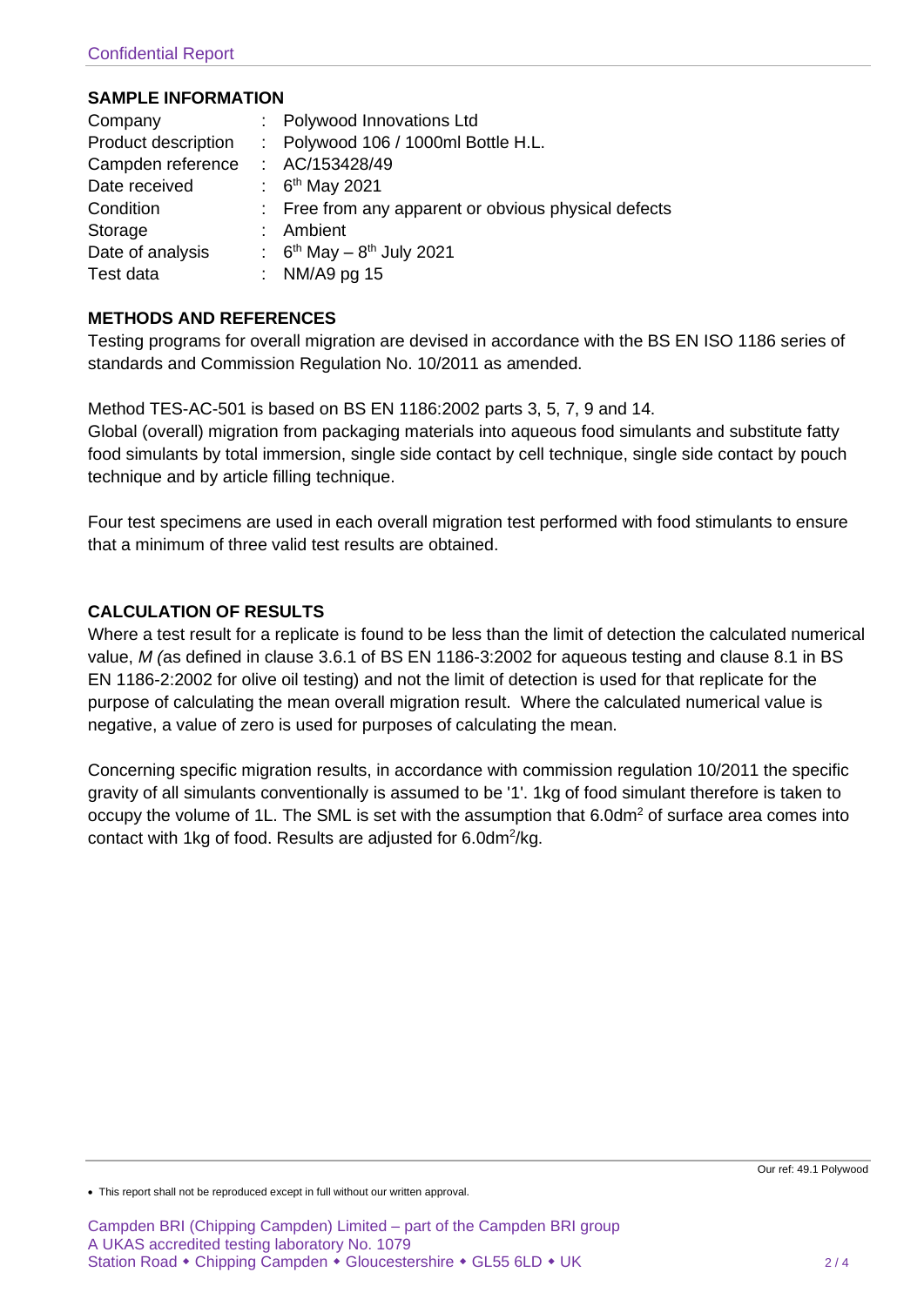## SAMPLE INFORMATION

| | | |
|---|---|---|
| Company | : | Polywood Innovations Ltd |
| Product description | : | Polywood 106 / 1000ml Bottle H.L. |
| Campden reference | : | AC/153428/49 |
| Date received | : | 6th May 2021 |
| Condition | : | Free from any apparent or obvious physical defects |
| Storage | : | Ambient |
| Date of analysis | : | 6th May – 8th July 2021 |
| Test data | : | NM/A9 pg 15 |

## METHODS AND REFERENCES

Testing programs for overall migration are devised in accordance with the BS EN ISO 1186 series of standards and Commission Regulation No. 10/2011 as amended.

Method TES-AC-501 is based on BS EN 1186:2002 parts 3, 5, 7, 9 and 14.
Global (overall) migration from packaging materials into aqueous food simulants and substitute fatty food simulants by total immersion, single side contact by cell technique, single side contact by pouch technique and by article filling technique.

Four test specimens are used in each overall migration test performed with food stimulants to ensure that a minimum of three valid test results are obtained.

## CALCULATION OF RESULTS

Where a test result for a replicate is found to be less than the limit of detection the calculated numerical value, *M (*as defined in clause 3.6.1 of BS EN 1186-3:2002 for aqueous testing and clause 8.1 in BS EN 1186-2:2002 for olive oil testing) and not the limit of detection is used for that replicate for the purpose of calculating the mean overall migration result. Where the calculated numerical value is negative, a value of zero is used for purposes of calculating the mean.

Concerning specific migration results, in accordance with commission regulation 10/2011 the specific gravity of all simulants conventionally is assumed to be '1'. 1kg of food simulant therefore is taken to occupy the volume of 1L. The SML is set with the assumption that $6.0dm^2$ of surface area comes into contact with 1kg of food. Results are adjusted for $6.0dm^2/kg$.

Our ref: 49.1 Polywood

- This report shall not be reproduced except in full without our written approval.

Campden BRI (Chipping Campden) Limited – part of the Campden BRI group
A UKAS accredited testing laboratory No. 1079
Station Road ◆ Chipping Campden ◆ Gloucestershire ◆ GL55 6LD ◆ UK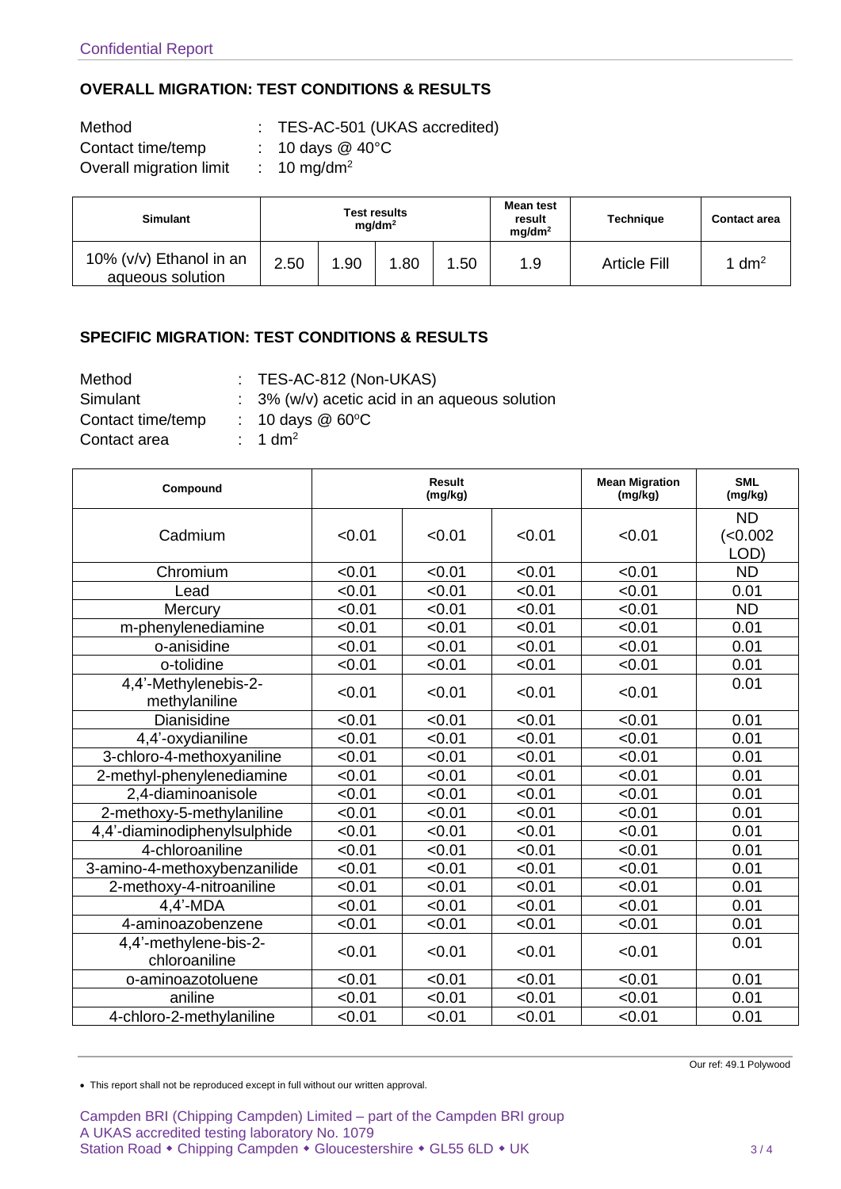Confidential Report

## OVERALL MIGRATION: TEST CONDITIONS & RESULTS

Method : TES-AC-501 (UKAS accredited)
Contact time/temp : 10 days @ 40°C
Overall migration limit : 10 mg/dm$^2$

| Simulant | Test results mg/dm$^2$ | | | | Mean test result mg/dm$^2$ | Technique | Contact area |
|---|---|---|---|---|---|---|---|
| 10% (v/v) Ethanol in an aqueous solution | 2.50 | 1.90 | 1.80 | 1.50 | 1.9 | Article Fill | 1 dm$^2$ |

## SPECIFIC MIGRATION: TEST CONDITIONS & RESULTS

Method : TES-AC-812 (Non-UKAS)
Simulant : 3% (w/v) acetic acid in an aqueous solution
Contact time/temp : 10 days @ 60°C
Contact area : 1 dm$^2$

| Compound | Result (mg/kg) | | | Mean Migration (mg/kg) | SML (mg/kg) |
|---|---|---|---|---|---|
| Cadmium | <0.01 | <0.01 | <0.01 | <0.01 | ND (<0.002 LOD) |
| Chromium | <0.01 | <0.01 | <0.01 | <0.01 | ND |
| Lead | <0.01 | <0.01 | <0.01 | <0.01 | 0.01 |
| Mercury | <0.01 | <0.01 | <0.01 | <0.01 | ND |
| m-phenylenediamine | <0.01 | <0.01 | <0.01 | <0.01 | 0.01 |
| o-anisidine | <0.01 | <0.01 | <0.01 | <0.01 | 0.01 |
| o-tolidine | <0.01 | <0.01 | <0.01 | <0.01 | 0.01 |
| 4,4'-Methylenebis-2-methylaniline | <0.01 | <0.01 | <0.01 | <0.01 | 0.01 |
| Dianisidine | <0.01 | <0.01 | <0.01 | <0.01 | 0.01 |
| 4,4'-oxydianiline | <0.01 | <0.01 | <0.01 | <0.01 | 0.01 |
| 3-chloro-4-methoxyaniline | <0.01 | <0.01 | <0.01 | <0.01 | 0.01 |
| 2-methyl-phenylenediamine | <0.01 | <0.01 | <0.01 | <0.01 | 0.01 |
| 2,4-diaminoanisole | <0.01 | <0.01 | <0.01 | <0.01 | 0.01 |
| 2-methoxy-5-methylaniline | <0.01 | <0.01 | <0.01 | <0.01 | 0.01 |
| 4,4'-diaminodiphenylsulphide | <0.01 | <0.01 | <0.01 | <0.01 | 0.01 |
| 4-chloroaniline | <0.01 | <0.01 | <0.01 | <0.01 | 0.01 |
| 3-amino-4-methoxybenzanilide | <0.01 | <0.01 | <0.01 | <0.01 | 0.01 |
| 2-methoxy-4-nitroaniline | <0.01 | <0.01 | <0.01 | <0.01 | 0.01 |
| 4,4'-MDA | <0.01 | <0.01 | <0.01 | <0.01 | 0.01 |
| 4-aminoazobenzene | <0.01 | <0.01 | <0.01 | <0.01 | 0.01 |
| 4,4'-methylene-bis-2-chloroaniline | <0.01 | <0.01 | <0.01 | <0.01 | 0.01 |
| o-aminoazotoluene | <0.01 | <0.01 | <0.01 | <0.01 | 0.01 |
| aniline | <0.01 | <0.01 | <0.01 | <0.01 | 0.01 |
| 4-chloro-2-methylaniline | <0.01 | <0.01 | <0.01 | <0.01 | 0.01 |

Our ref: 49.1 Polywood

- This report shall not be reproduced except in full without our written approval.

Campden BRI (Chipping Campden) Limited – part of the Campden BRI group
A UKAS accredited testing laboratory No. 1079
Station Road ◆ Chipping Campden ◆ Gloucestershire ◆ GL55 6LD ◆ UK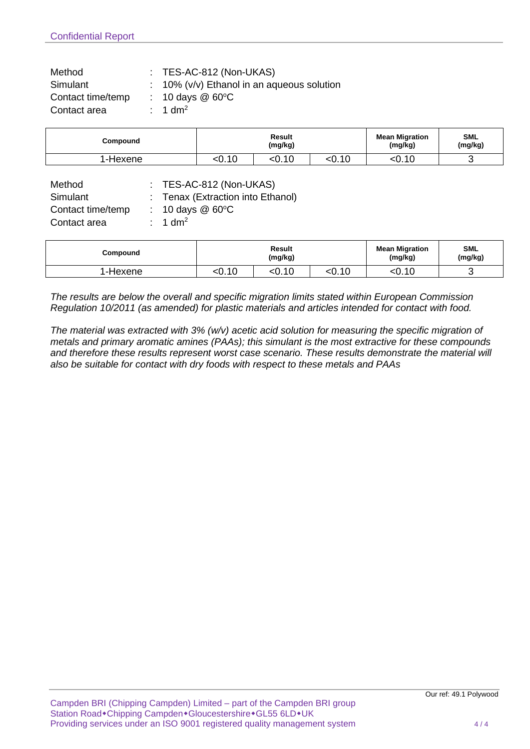Method : TES-AC-812 (Non-UKAS)
Simulant : 10% (v/v) Ethanol in an aqueous solution
Contact time/temp : 10 days @ 60°C
Contact area : 1 $dm^2$

| Compound | Result (mg/kg) | | | Mean Migration (mg/kg) | SML (mg/kg) |
|---|---|---|---|---|---|
| 1-Hexene | <0.10 | <0.10 | <0.10 | <0.10 | 3 |

Method : TES-AC-812 (Non-UKAS)
Simulant : Tenax (Extraction into Ethanol)
Contact time/temp : 10 days @ 60°C
Contact area : 1 $dm^2$

| Compound | Result (mg/kg) | | | Mean Migration (mg/kg) | SML (mg/kg) |
|---|---|---|---|---|---|
| 1-Hexene | <0.10 | <0.10 | <0.10 | <0.10 | 3 |

*The results are below the overall and specific migration limits stated within European Commission Regulation 10/2011 (as amended) for plastic materials and articles intended for contact with food.*

*The material was extracted with 3% (w/v) acetic acid solution for measuring the specific migration of metals and primary aromatic amines (PAAs); this simulant is the most extractive for these compounds and therefore these results represent worst case scenario. These results demonstrate the material will also be suitable for contact with dry foods with respect to these metals and PAAs*